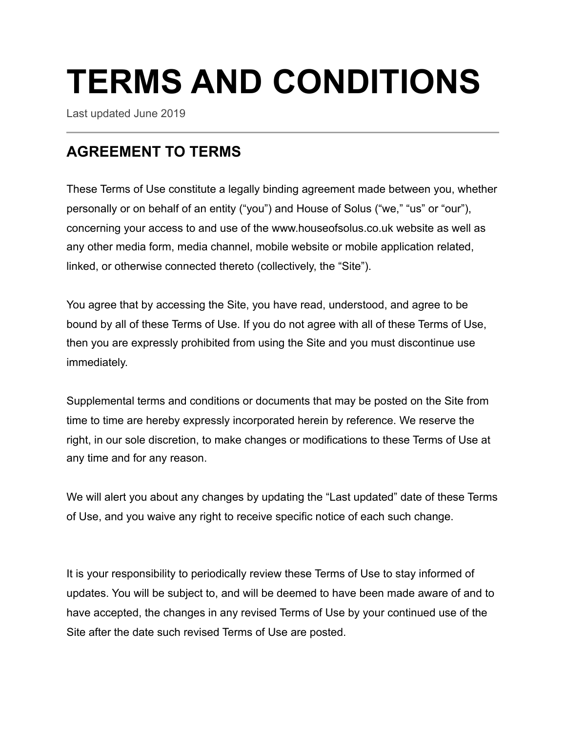# TERMS AND CONDITIONS

Last updated June 2019

## AGREEMENT TO TERMS

These Terms of Use constitute a legally binding agreement made between you, whether personally or on behalf of an entity (“you”) and House of Solus (“we,” “us” or “our”), concerning your access to and use of the www.houseofsolus.co.uk website as well as any other media form, media channel, mobile website or mobile application related, linked, or otherwise connected thereto (collectively, the “Site”).

You agree that by accessing the Site, you have read, understood, and agree to be bound by all of these Terms of Use. If you do not agree with all of these Terms of Use, then you are expressly prohibited from using the Site and you must discontinue use immediately.

Supplemental terms and conditions or documents that may be posted on the Site from time to time are hereby expressly incorporated herein by reference. We reserve the right, in our sole discretion, to make changes or modifications to these Terms of Use at any time and for any reason.

We will alert you about any changes by updating the “Last updated” date of these Terms of Use, and you waive any right to receive specific notice of each such change.

It is your responsibility to periodically review these Terms of Use to stay informed of updates. You will be subject to, and will be deemed to have been made aware of and to have accepted, the changes in any revised Terms of Use by your continued use of the Site after the date such revised Terms of Use are posted.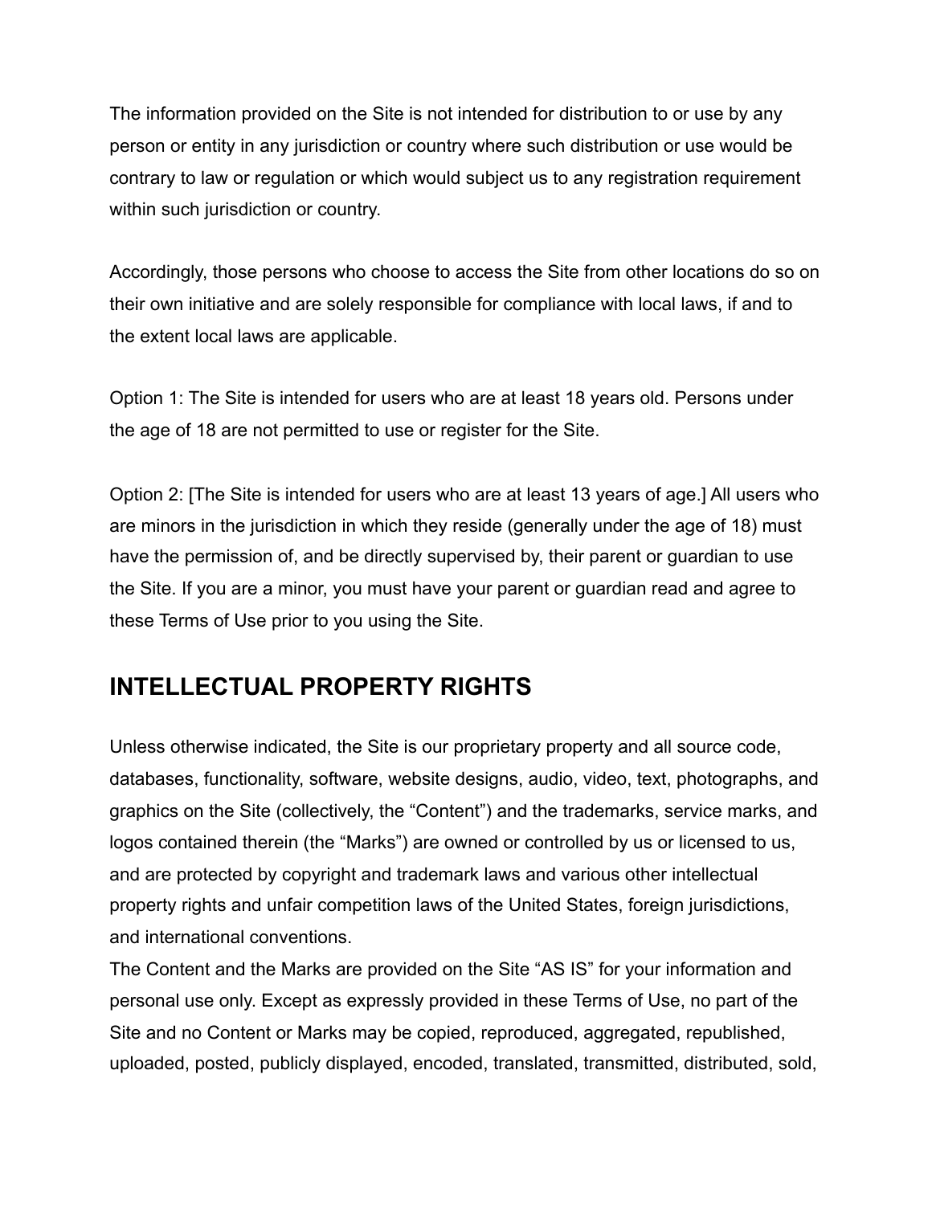The information provided on the Site is not intended for distribution to or use by any person or entity in any jurisdiction or country where such distribution or use would be contrary to law or regulation or which would subject us to any registration requirement within such jurisdiction or country.

Accordingly, those persons who choose to access the Site from other locations do so on their own initiative and are solely responsible for compliance with local laws, if and to the extent local laws are applicable.

Option 1: The Site is intended for users who are at least 18 years old. Persons under the age of 18 are not permitted to use or register for the Site.

Option 2: [The Site is intended for users who are at least 13 years of age.] All users who are minors in the jurisdiction in which they reside (generally under the age of 18) must have the permission of, and be directly supervised by, their parent or guardian to use the Site. If you are a minor, you must have your parent or guardian read and agree to these Terms of Use prior to you using the Site.

## INTELLECTUAL PROPERTY RIGHTS

Unless otherwise indicated, the Site is our proprietary property and all source code, databases, functionality, software, website designs, audio, video, text, photographs, and graphics on the Site (collectively, the “Content”) and the trademarks, service marks, and logos contained therein (the “Marks”) are owned or controlled by us or licensed to us, and are protected by copyright and trademark laws and various other intellectual property rights and unfair competition laws of the United States, foreign jurisdictions, and international conventions.
The Content and the Marks are provided on the Site “AS IS” for your information and personal use only. Except as expressly provided in these Terms of Use, no part of the Site and no Content or Marks may be copied, reproduced, aggregated, republished, uploaded, posted, publicly displayed, encoded, translated, transmitted, distributed, sold,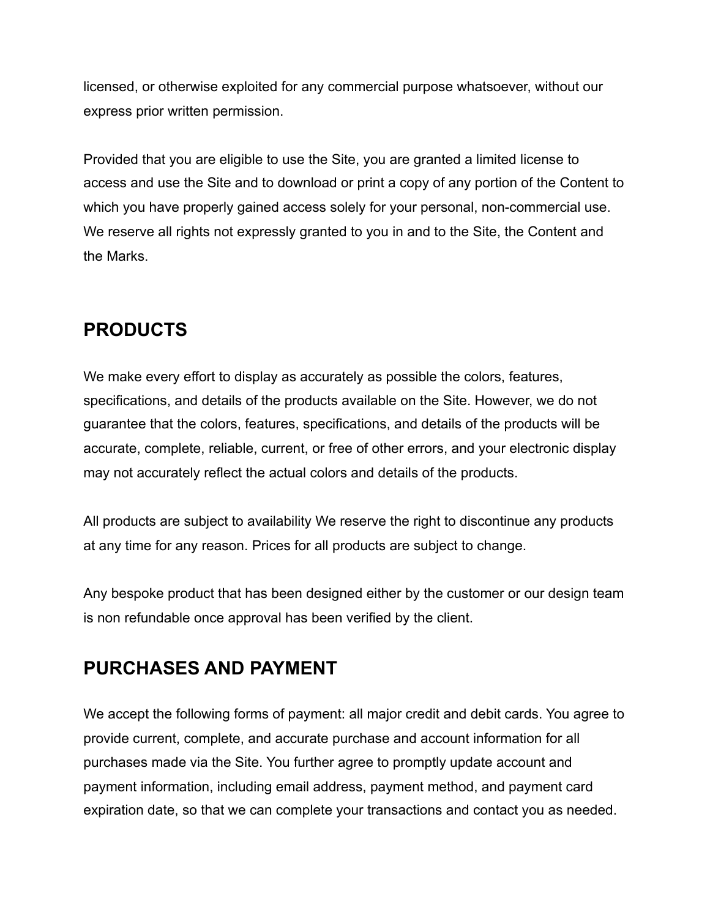licensed, or otherwise exploited for any commercial purpose whatsoever, without our express prior written permission.

Provided that you are eligible to use the Site, you are granted a limited license to access and use the Site and to download or print a copy of any portion of the Content to which you have properly gained access solely for your personal, non-commercial use. We reserve all rights not expressly granted to you in and to the Site, the Content and the Marks.

## PRODUCTS

We make every effort to display as accurately as possible the colors, features, specifications, and details of the products available on the Site. However, we do not guarantee that the colors, features, specifications, and details of the products will be accurate, complete, reliable, current, or free of other errors, and your electronic display may not accurately reflect the actual colors and details of the products.

All products are subject to availability We reserve the right to discontinue any products at any time for any reason. Prices for all products are subject to change.

Any bespoke product that has been designed either by the customer or our design team is non refundable once approval has been verified by the client.

## PURCHASES AND PAYMENT

We accept the following forms of payment: all major credit and debit cards. You agree to provide current, complete, and accurate purchase and account information for all purchases made via the Site. You further agree to promptly update account and payment information, including email address, payment method, and payment card expiration date, so that we can complete your transactions and contact you as needed.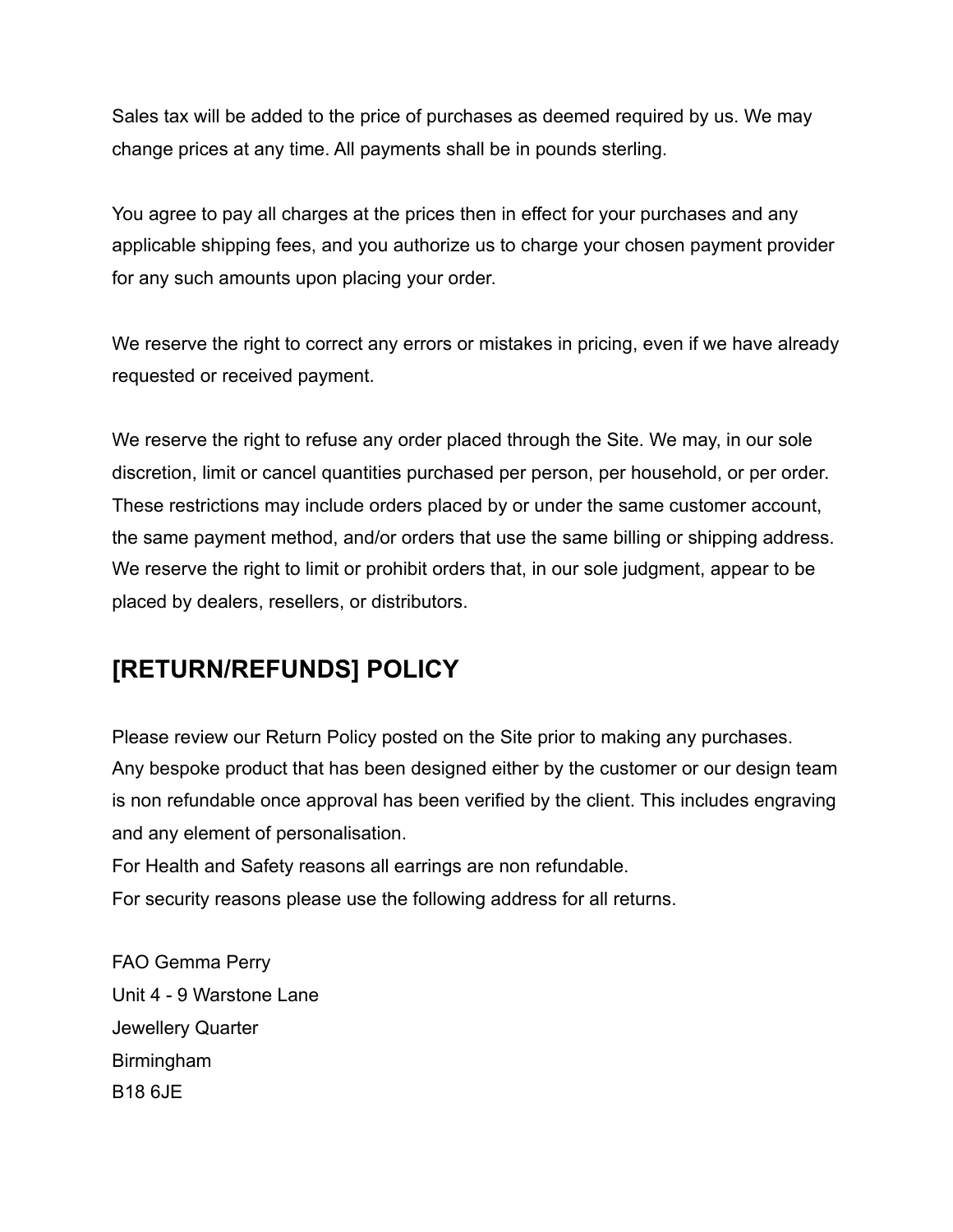Sales tax will be added to the price of purchases as deemed required by us. We may change prices at any time. All payments shall be in pounds sterling.

You agree to pay all charges at the prices then in effect for your purchases and any applicable shipping fees, and you authorize us to charge your chosen payment provider for any such amounts upon placing your order.

We reserve the right to correct any errors or mistakes in pricing, even if we have already requested or received payment.

We reserve the right to refuse any order placed through the Site. We may, in our sole discretion, limit or cancel quantities purchased per person, per household, or per order. These restrictions may include orders placed by or under the same customer account, the same payment method, and/or orders that use the same billing or shipping address. We reserve the right to limit or prohibit orders that, in our sole judgment, appear to be placed by dealers, resellers, or distributors.

## [RETURN/REFUNDS] POLICY

Please review our Return Policy posted on the Site prior to making any purchases.
Any bespoke product that has been designed either by the customer or our design team is non refundable once approval has been verified by the client. This includes engraving and any element of personalisation.
For Health and Safety reasons all earrings are non refundable.
For security reasons please use the following address for all returns.

FAO Gemma Perry
Unit 4 - 9 Warstone Lane
Jewellery Quarter
Birmingham
B18 6JE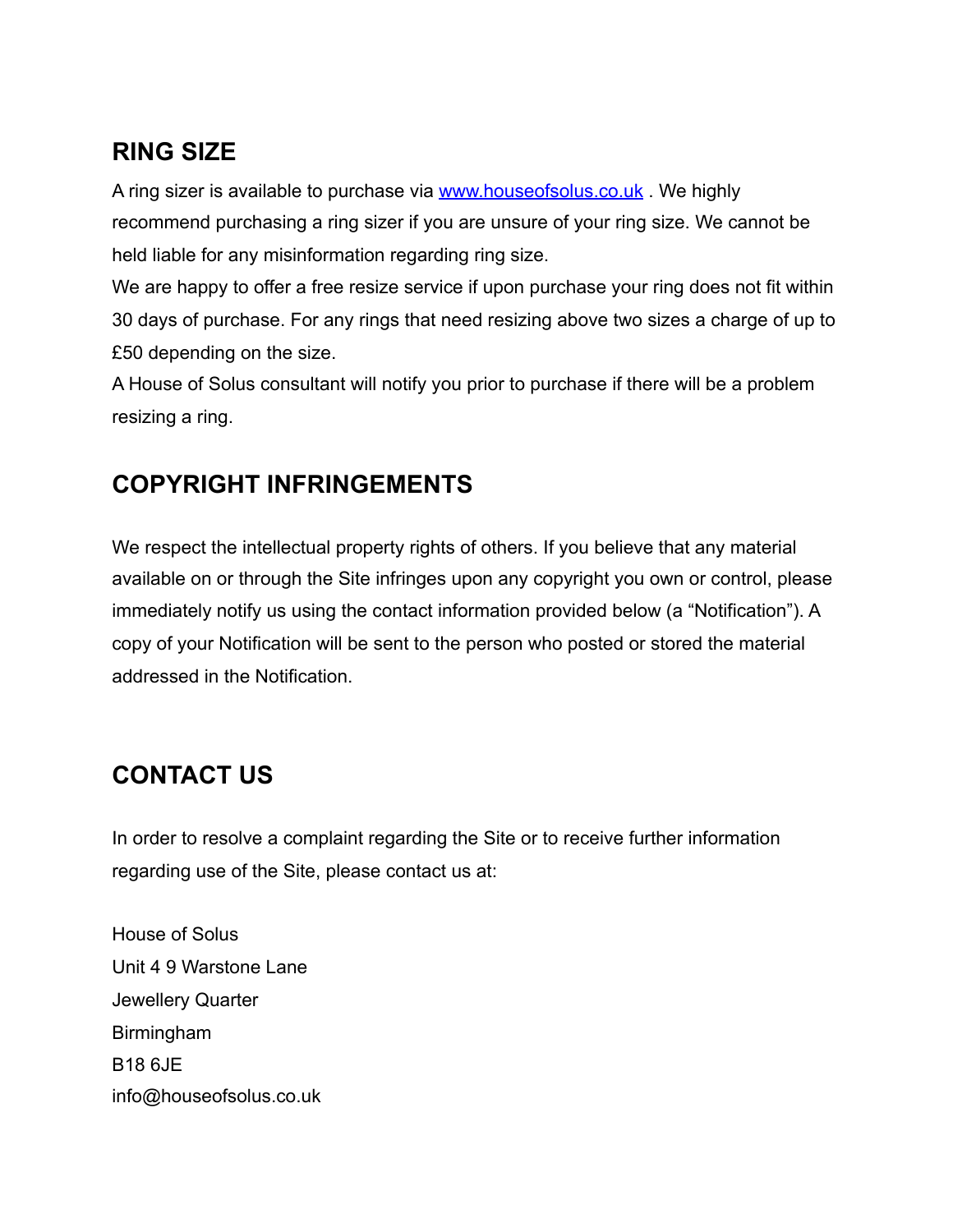## RING SIZE

A ring sizer is available to purchase via [www.houseofsolus.co.uk](http://www.houseofsolus.co.uk) . We highly recommend purchasing a ring sizer if you are unsure of your ring size. We cannot be held liable for any misinformation regarding ring size.

We are happy to offer a free resize service if upon purchase your ring does not fit within 30 days of purchase. For any rings that need resizing above two sizes a charge of up to £50 depending on the size.

A House of Solus consultant will notify you prior to purchase if there will be a problem resizing a ring.

## COPYRIGHT INFRINGEMENTS

We respect the intellectual property rights of others. If you believe that any material available on or through the Site infringes upon any copyright you own or control, please immediately notify us using the contact information provided below (a “Notification”). A copy of your Notification will be sent to the person who posted or stored the material addressed in the Notification.

## CONTACT US

In order to resolve a complaint regarding the Site or to receive further information regarding use of the Site, please contact us at:

House of Solus
Unit 4 9 Warstone Lane
Jewellery Quarter
Birmingham
B18 6JE
info@houseofsolus.co.uk